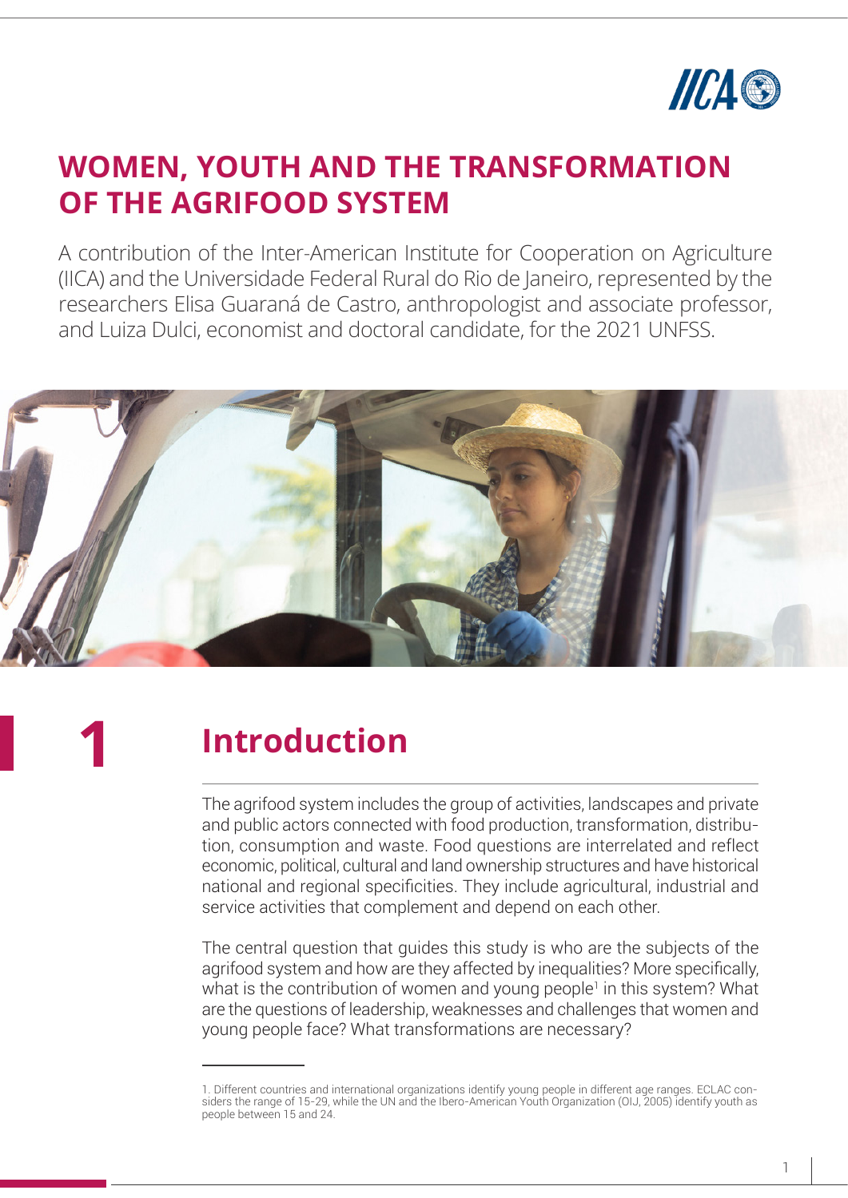# WOMEN, YOUTH AND THE TRANSFORMATION OF THE AGRIFOOD SYSTEM

A contribution of the Inter-American Institute for Cooperation on Agriculture (IICA) and the Universidade Federal Rural do Rio de Janeiro, represented by the researchers Elisa Guaraná de Castro, anthropologist and associate professor, and Luiza Dulci, economist and doctoral candidate, for the 2021 UNFSS.

## 1 Introduction

The agrifood system includes the group of activities, landscapes and private and public actors connected with food production, transformation, distribution, consumption and waste. Food questions are interrelated and reflect economic, political, cultural and land ownership structures and have historical national and regional specificities. They include agricultural, industrial and service activities that complement and depend on each other.

The central question that guides this study is who are the subjects of the agrifood system and how are they affected by inequalities? More specifically, what is the contribution of women and young people[1] in this system? What are the questions of leadership, weaknesses and challenges that women and young people face? What transformations are necessary?

1. Different countries and international organizations identify young people in different age ranges. ECLAC considers the range of 15-29, while the UN and the Ibero-American Youth Organization (OIJ, 2005) identify youth as people between 15 and 24.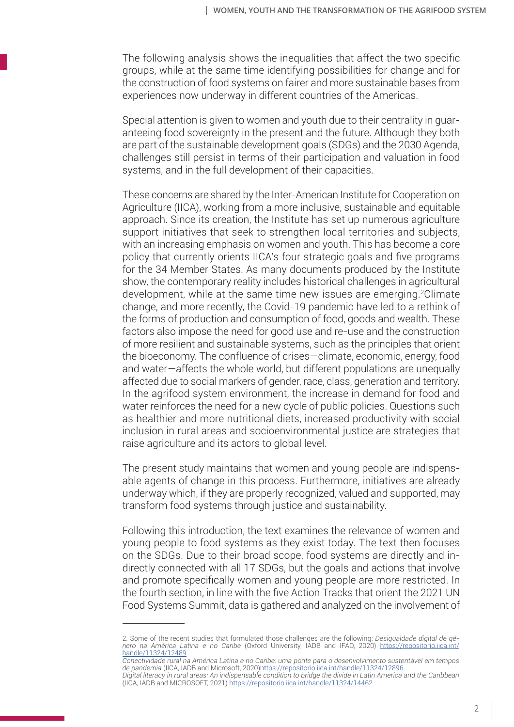The following analysis shows the inequalities that affect the two specific groups, while at the same time identifying possibilities for change and for the construction of food systems on fairer and more sustainable bases from experiences now underway in different countries of the Americas.

Special attention is given to women and youth due to their centrality in guaranteeing food sovereignty in the present and the future. Although they both are part of the sustainable development goals (SDGs) and the 2030 Agenda, challenges still persist in terms of their participation and valuation in food systems, and in the full development of their capacities.

These concerns are shared by the Inter-American Institute for Cooperation on Agriculture (IICA), working from a more inclusive, sustainable and equitable approach. Since its creation, the Institute has set up numerous agriculture support initiatives that seek to strengthen local territories and subjects, with an increasing emphasis on women and youth. This has become a core policy that currently orients IICA's four strategic goals and five programs for the 34 Member States. As many documents produced by the Institute show, the contemporary reality includes historical challenges in agricultural development, while at the same time new issues are emerging.[2]Climate change, and more recently, the Covid-19 pandemic have led to a rethink of the forms of production and consumption of food, goods and wealth. These factors also impose the need for good use and re-use and the construction of more resilient and sustainable systems, such as the principles that orient the bioeconomy. The confluence of crises—climate, economic, energy, food and water—affects the whole world, but different populations are unequally affected due to social markers of gender, race, class, generation and territory. In the agrifood system environment, the increase in demand for food and water reinforces the need for a new cycle of public policies. Questions such as healthier and more nutritional diets, increased productivity with social inclusion in rural areas and socioenvironmental justice are strategies that raise agriculture and its actors to global level.

The present study maintains that women and young people are indispensable agents of change in this process. Furthermore, initiatives are already underway which, if they are properly recognized, valued and supported, may transform food systems through justice and sustainability.

Following this introduction, the text examines the relevance of women and young people to food systems as they exist today. The text then focuses on the SDGs. Due to their broad scope, food systems are directly and indirectly connected with all 17 SDGs, but the goals and actions that involve and promote specifically women and young people are more restricted. In the fourth section, in line with the five Action Tracks that orient the 2021 UN Food Systems Summit, data is gathered and analyzed on the involvement of

---

2. Some of the recent studies that formulated those challenges are the following: *Desigualdade digital de gênero na América Latina e no Caribe* (Oxford University, IADB and IFAD, 2020) https://repositorio.iica.int/handle/11324/12489.
*Conectividade rural na América Latina e no Caribe: uma ponte para o desenvolvimento sustentável em tempos de pandemia* (IICA, IADB and Microsoft, 2020)https://repositorio.iica.int/handle/11324/12896.
*Digital literacy in rural areas: An indispensable condition to bridge the divide in Latin America and the Caribbean* (IICA, IADB and MICROSOFT, 2021) https://repositorio.iica.int/handle/11324/14462.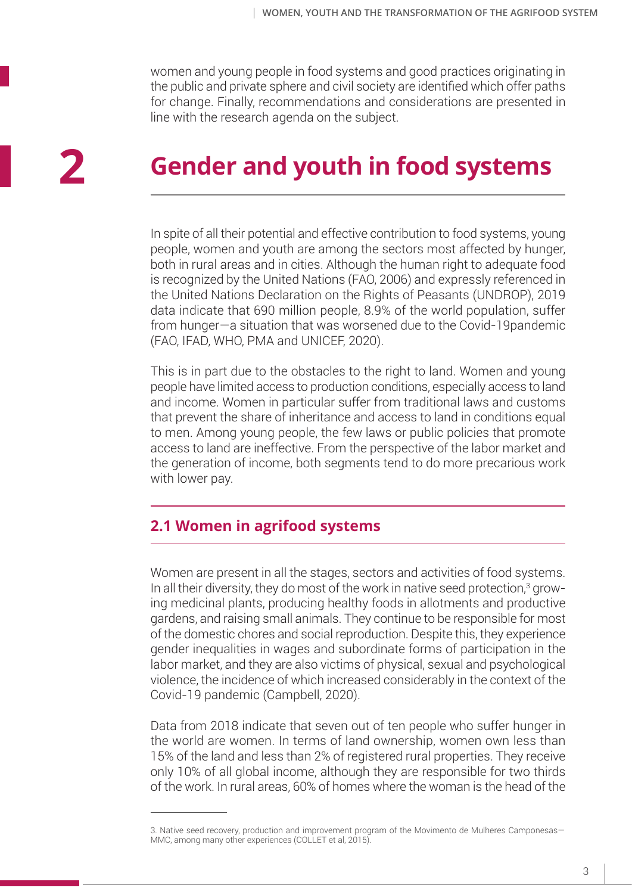women and young people in food systems and good practices originating in the public and private sphere and civil society are identified which offer paths for change. Finally, recommendations and considerations are presented in line with the research agenda on the subject.

# 2 Gender and youth in food systems

In spite of all their potential and effective contribution to food systems, young people, women and youth are among the sectors most affected by hunger, both in rural areas and in cities. Although the human right to adequate food is recognized by the United Nations (FAO, 2006) and expressly referenced in the United Nations Declaration on the Rights of Peasants (UNDROP), 2019 data indicate that 690 million people, 8.9% of the world population, suffer from hunger—a situation that was worsened due to the Covid-19pandemic (FAO, IFAD, WHO, PMA and UNICEF, 2020).

This is in part due to the obstacles to the right to land. Women and young people have limited access to production conditions, especially access to land and income. Women in particular suffer from traditional laws and customs that prevent the share of inheritance and access to land in conditions equal to men. Among young people, the few laws or public policies that promote access to land are ineffective. From the perspective of the labor market and the generation of income, both segments tend to do more precarious work with lower pay.

## 2.1 Women in agrifood systems

Women are present in all the stages, sectors and activities of food systems. In all their diversity, they do most of the work in native seed protection,[3] growing medicinal plants, producing healthy foods in allotments and productive gardens, and raising small animals. They continue to be responsible for most of the domestic chores and social reproduction. Despite this, they experience gender inequalities in wages and subordinate forms of participation in the labor market, and they are also victims of physical, sexual and psychological violence, the incidence of which increased considerably in the context of the Covid-19 pandemic (Campbell, 2020).

Data from 2018 indicate that seven out of ten people who suffer hunger in the world are women. In terms of land ownership, women own less than 15% of the land and less than 2% of registered rural properties. They receive only 10% of all global income, although they are responsible for two thirds of the work. In rural areas, 60% of homes where the woman is the head of the

---

3. Native seed recovery, production and improvement program of the Movimento de Mulheres Camponesas—MMC, among many other experiences (COLLET et al, 2015).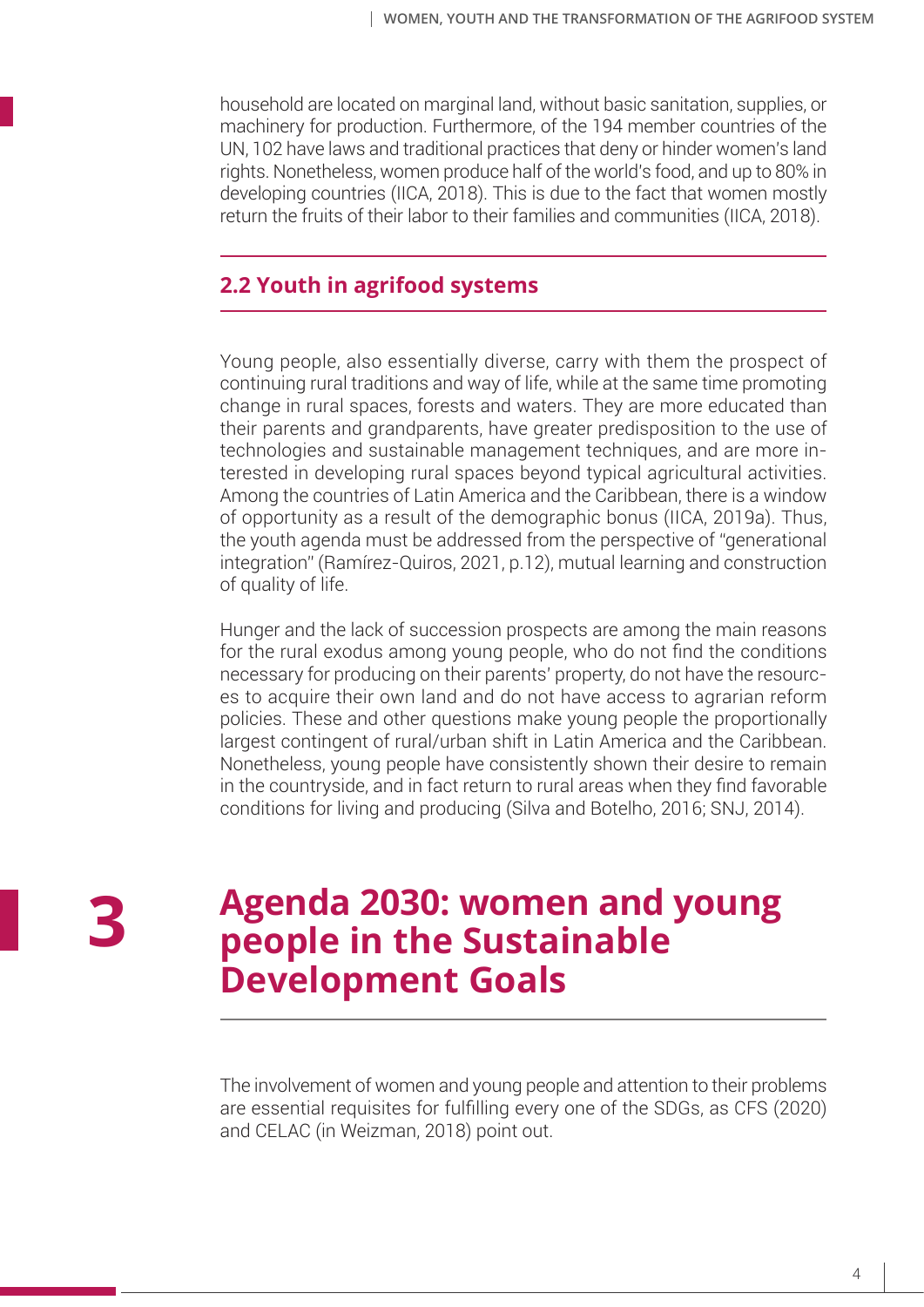household are located on marginal land, without basic sanitation, supplies, or machinery for production. Furthermore, of the 194 member countries of the UN, 102 have laws and traditional practices that deny or hinder women's land rights. Nonetheless, women produce half of the world's food, and up to 80% in developing countries (IICA, 2018). This is due to the fact that women mostly return the fruits of their labor to their families and communities (IICA, 2018).

## 2.2 Youth in agrifood systems

Young people, also essentially diverse, carry with them the prospect of continuing rural traditions and way of life, while at the same time promoting change in rural spaces, forests and waters. They are more educated than their parents and grandparents, have greater predisposition to the use of technologies and sustainable management techniques, and are more interested in developing rural spaces beyond typical agricultural activities. Among the countries of Latin America and the Caribbean, there is a window of opportunity as a result of the demographic bonus (IICA, 2019a). Thus, the youth agenda must be addressed from the perspective of "generational integration" (Ramírez-Quiros, 2021, p.12), mutual learning and construction of quality of life.

Hunger and the lack of succession prospects are among the main reasons for the rural exodus among young people, who do not find the conditions necessary for producing on their parents' property, do not have the resources to acquire their own land and do not have access to agrarian reform policies. These and other questions make young people the proportionally largest contingent of rural/urban shift in Latin America and the Caribbean. Nonetheless, young people have consistently shown their desire to remain in the countryside, and in fact return to rural areas when they find favorable conditions for living and producing (Silva and Botelho, 2016; SNJ, 2014).

# 3 Agenda 2030: women and young people in the Sustainable Development Goals

The involvement of women and young people and attention to their problems are essential requisites for fulfilling every one of the SDGs, as CFS (2020) and CELAC (in Weizman, 2018) point out.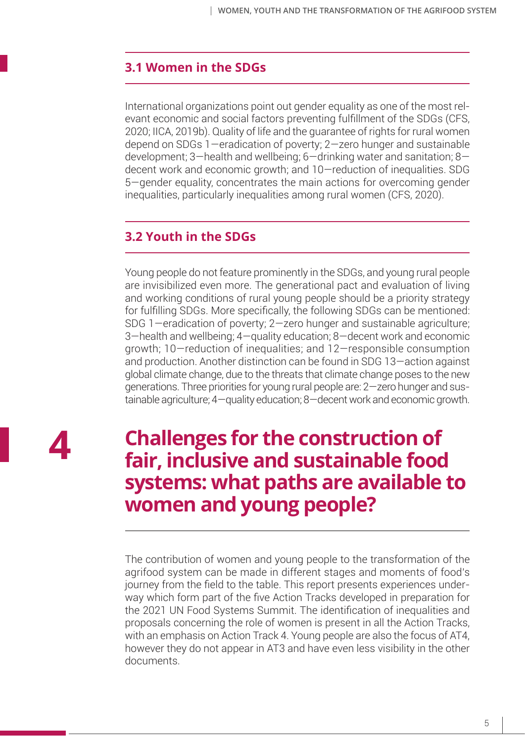### 3.1 Women in the SDGs

International organizations point out gender equality as one of the most relevant economic and social factors preventing fulfillment of the SDGs (CFS, 2020; IICA, 2019b). Quality of life and the guarantee of rights for rural women depend on SDGs 1—eradication of poverty; 2—zero hunger and sustainable development; 3—health and wellbeing; 6—drinking water and sanitation; 8—decent work and economic growth; and 10—reduction of inequalities. SDG 5—gender equality, concentrates the main actions for overcoming gender inequalities, particularly inequalities among rural women (CFS, 2020).

### 3.2 Youth in the SDGs

Young people do not feature prominently in the SDGs, and young rural people are invisibilized even more. The generational pact and evaluation of living and working conditions of rural young people should be a priority strategy for fulfilling SDGs. More specifically, the following SDGs can be mentioned: SDG 1—eradication of poverty; 2—zero hunger and sustainable agriculture; 3—health and wellbeing; 4—quality education; 8—decent work and economic growth; 10—reduction of inequalities; and 12—responsible consumption and production. Another distinction can be found in SDG 13—action against global climate change, due to the threats that climate change poses to the new generations. Three priorities for young rural people are: 2—zero hunger and sustainable agriculture; 4—quality education; 8—decent work and economic growth.

# 4 Challenges for the construction of fair, inclusive and sustainable food systems: what paths are available to women and young people?

The contribution of women and young people to the transformation of the agrifood system can be made in different stages and moments of food's journey from the field to the table. This report presents experiences underway which form part of the five Action Tracks developed in preparation for the 2021 UN Food Systems Summit. The identification of inequalities and proposals concerning the role of women is present in all the Action Tracks, with an emphasis on Action Track 4. Young people are also the focus of AT4, however they do not appear in AT3 and have even less visibility in the other documents.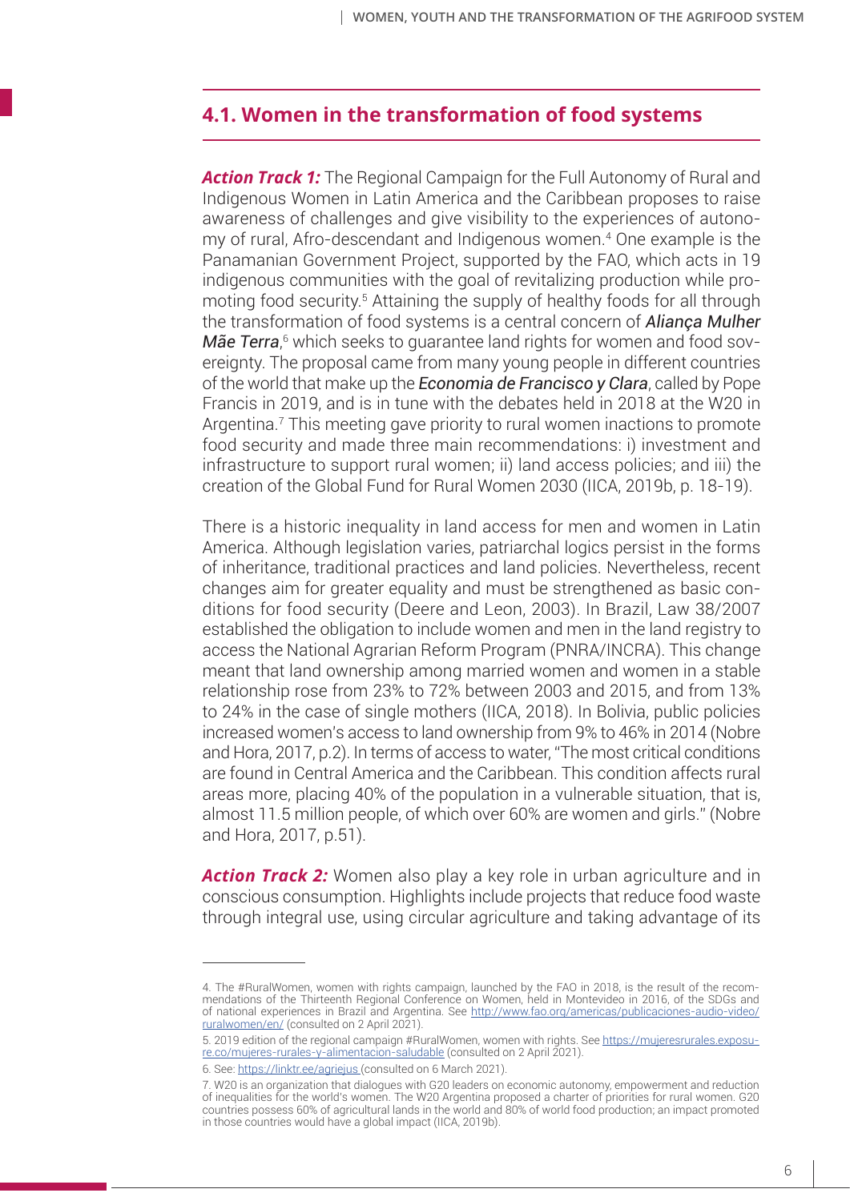## 4.1. Women in the transformation of food systems

***Action Track 1:*** The Regional Campaign for the Full Autonomy of Rural and Indigenous Women in Latin America and the Caribbean proposes to raise awareness of challenges and give visibility to the experiences of autonomy of rural, Afro-descendant and Indigenous women.[4] One example is the Panamanian Government Project, supported by the FAO, which acts in 19 indigenous communities with the goal of revitalizing production while promoting food security.[5] Attaining the supply of healthy foods for all through the transformation of food systems is a central concern of ***Aliança Mulher Mãe Terra***,[6] which seeks to guarantee land rights for women and food sovereignty. The proposal came from many young people in different countries of the world that make up the ***Economia de Francisco y Clara***, called by Pope Francis in 2019, and is in tune with the debates held in 2018 at the W20 in Argentina.[7] This meeting gave priority to rural women inactions to promote food security and made three main recommendations: i) investment and infrastructure to support rural women; ii) land access policies; and iii) the creation of the Global Fund for Rural Women 2030 (IICA, 2019b, p. 18-19).

There is a historic inequality in land access for men and women in Latin America. Although legislation varies, patriarchal logics persist in the forms of inheritance, traditional practices and land policies. Nevertheless, recent changes aim for greater equality and must be strengthened as basic conditions for food security (Deere and Leon, 2003). In Brazil, Law 38/2007 established the obligation to include women and men in the land registry to access the National Agrarian Reform Program (PNRA/INCRA). This change meant that land ownership among married women and women in a stable relationship rose from 23% to 72% between 2003 and 2015, and from 13% to 24% in the case of single mothers (IICA, 2018). In Bolivia, public policies increased women's access to land ownership from 9% to 46% in 2014 (Nobre and Hora, 2017, p.2). In terms of access to water, "The most critical conditions are found in Central America and the Caribbean. This condition affects rural areas more, placing 40% of the population in a vulnerable situation, that is, almost 11.5 million people, of which over 60% are women and girls." (Nobre and Hora, 2017, p.51).

***Action Track 2:*** Women also play a key role in urban agriculture and in conscious consumption. Highlights include projects that reduce food waste through integral use, using circular agriculture and taking advantage of its

---

4. The #RuralWomen, women with rights campaign, launched by the FAO in 2018, is the result of the recommendations of the Thirteenth Regional Conference on Women, held in Montevideo in 2016, of the SDGs and of national experiences in Brazil and Argentina. See http://www.fao.org/americas/publicaciones-audio-video/ruralwomen/en/ (consulted on 2 April 2021).

5. 2019 edition of the regional campaign #RuralWomen, women with rights. See https://mujeresrurales.exposure.co/mujeres-rurales-y-alimentacion-saludable (consulted on 2 April 2021).

6. See: https://linktr.ee/agriejus (consulted on 6 March 2021).

7. W20 is an organization that dialogues with G20 leaders on economic autonomy, empowerment and reduction of inequalities for the world's women. The W20 Argentina proposed a charter of priorities for rural women. G20 countries possess 60% of agricultural lands in the world and 80% of world food production; an impact promoted in those countries would have a global impact (IICA, 2019b).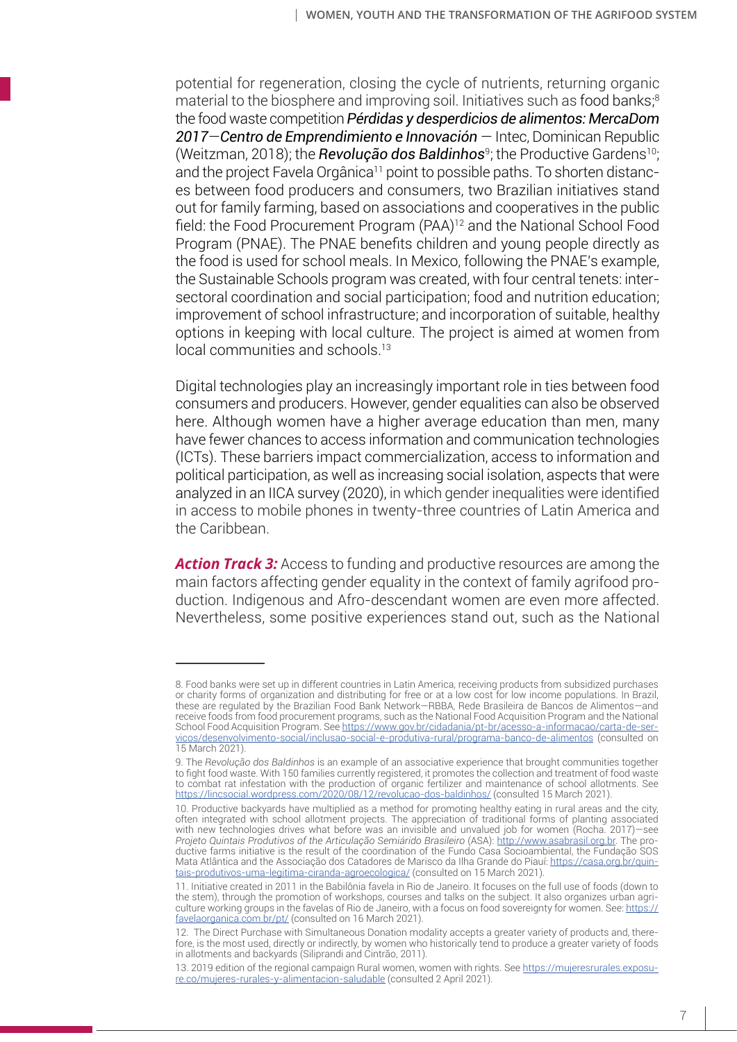potential for regeneration, closing the cycle of nutrients, returning organic material to the biosphere and improving soil. Initiatives such as food banks;[8] the food waste competition ***Pérdidas y desperdicios de alimentos: MercaDom 2017—Centro de Emprendimiento e Innovación*** — Intec, Dominican Republic (Weitzman, 2018); the ***Revolução dos Baldinhos***[9]; the Productive Gardens[10]; and the project Favela Orgânica[11] point to possible paths. To shorten distances between food producers and consumers, two Brazilian initiatives stand out for family farming, based on associations and cooperatives in the public field: the Food Procurement Program (PAA)[12] and the National School Food Program (PNAE). The PNAE benefits children and young people directly as the food is used for school meals. In Mexico, following the PNAE's example, the Sustainable Schools program was created, with four central tenets: intersectoral coordination and social participation; food and nutrition education; improvement of school infrastructure; and incorporation of suitable, healthy options in keeping with local culture. The project is aimed at women from local communities and schools.[13]

Digital technologies play an increasingly important role in ties between food consumers and producers. However, gender equalities can also be observed here. Although women have a higher average education than men, many have fewer chances to access information and communication technologies (ICTs). These barriers impact commercialization, access to information and political participation, as well as increasing social isolation, aspects that were analyzed in an IICA survey (2020), in which gender inequalities were identified in access to mobile phones in twenty-three countries of Latin America and the Caribbean.

***Action Track 3:*** Access to funding and productive resources are among the main factors affecting gender equality in the context of family agrifood production. Indigenous and Afro-descendant women are even more affected. Nevertheless, some positive experiences stand out, such as the National

---

8. Food banks were set up in different countries in Latin America, receiving products from subsidized purchases or charity forms of organization and distributing for free or at a low cost for low income populations. In Brazil, these are regulated by the Brazilian Food Bank Network—RBBA, Rede Brasileira de Bancos de Alimentos—and receive foods from food procurement programs, such as the National Food Acquisition Program and the National School Food Acquisition Program. See https://www.gov.br/cidadania/pt-br/acesso-a-informacao/carta-de-servicos/desenvolvimento-social/inclusao-social-e-produtiva-rural/programa-banco-de-alimentos (consulted on 15 March 2021).

9. The *Revolução dos Baldinhos* is an example of an associative experience that brought communities together to fight food waste. With 150 families currently registered, it promotes the collection and treatment of food waste to combat rat infestation with the production of organic fertilizer and maintenance of school allotments. See https://lincsocial.wordpress.com/2020/08/12/revolucao-dos-baldinhos/ (consulted 15 March 2021).

10. Productive backyards have multiplied as a method for promoting healthy eating in rural areas and the city, often integrated with school allotment projects. The appreciation of traditional forms of planting associated with new technologies drives what before was an invisible and unvalued job for women (Rocha. 2017)—see *Projeto Quintais Produtivos of the Articulação Semiárido Brasileiro* (ASA): http://www.asabrasil.org.br. The productive farms initiative is the result of the coordination of the Fundo Casa Socioambiental, the Fundação SOS Mata Atlântica and the Associação dos Catadores de Marisco da Ilha Grande do Piauí: https://casa.org.br/quintais-produtivos-uma-legitima-ciranda-agroecologica/ (consulted on 15 March 2021).

11. Initiative created in 2011 in the Babilônia favela in Rio de Janeiro. It focuses on the full use of foods (down to the stem), through the promotion of workshops, courses and talks on the subject. It also organizes urban agriculture working groups in the favelas of Rio de Janeiro, with a focus on food sovereignty for women. See: https://favelaorganica.com.br/pt/ (consulted on 16 March 2021).

12. The Direct Purchase with Simultaneous Donation modality accepts a greater variety of products and, therefore, is the most used, directly or indirectly, by women who historically tend to produce a greater variety of foods in allotments and backyards (Siliprandi and Cintrão, 2011).

13. 2019 edition of the regional campaign Rural women, women with rights. See https://mujeresrurales.exposure.co/mujeres-rurales-y-alimentacion-saludable (consulted 2 April 2021).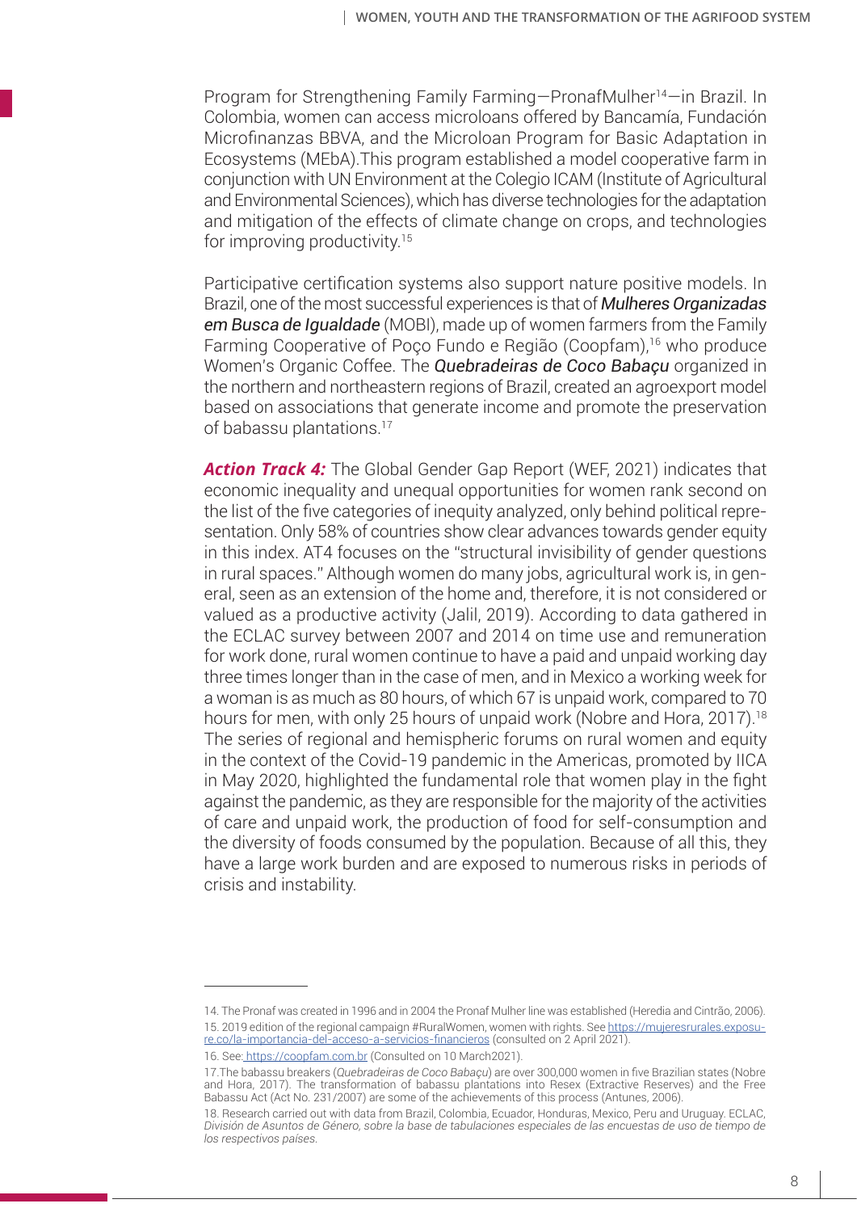Program for Strengthening Family Farming—PronafMulher[14]—in Brazil. In Colombia, women can access microloans offered by Bancamía, Fundación Microfinanzas BBVA, and the Microloan Program for Basic Adaptation in Ecosystems (MEbA).This program established a model cooperative farm in conjunction with UN Environment at the Colegio ICAM (Institute of Agricultural and Environmental Sciences), which has diverse technologies for the adaptation and mitigation of the effects of climate change on crops, and technologies for improving productivity.[15]

Participative certification systems also support nature positive models. In Brazil, one of the most successful experiences is that of ***Mulheres Organizadas em Busca de Igualdade*** (MOBI), made up of women farmers from the Family Farming Cooperative of Poço Fundo e Região (Coopfam),[16] who produce Women's Organic Coffee. The ***Quebradeiras de Coco Babaçu*** organized in the northern and northeastern regions of Brazil, created an agroexport model based on associations that generate income and promote the preservation of babassu plantations.[17]

***Action Track 4:*** The Global Gender Gap Report (WEF, 2021) indicates that economic inequality and unequal opportunities for women rank second on the list of the five categories of inequity analyzed, only behind political representation. Only 58% of countries show clear advances towards gender equity in this index. AT4 focuses on the "structural invisibility of gender questions in rural spaces." Although women do many jobs, agricultural work is, in general, seen as an extension of the home and, therefore, it is not considered or valued as a productive activity (Jalil, 2019). According to data gathered in the ECLAC survey between 2007 and 2014 on time use and remuneration for work done, rural women continue to have a paid and unpaid working day three times longer than in the case of men, and in Mexico a working week for a woman is as much as 80 hours, of which 67 is unpaid work, compared to 70 hours for men, with only 25 hours of unpaid work (Nobre and Hora, 2017).[18] The series of regional and hemispheric forums on rural women and equity in the context of the Covid-19 pandemic in the Americas, promoted by IICA in May 2020, highlighted the fundamental role that women play in the fight against the pandemic, as they are responsible for the majority of the activities of care and unpaid work, the production of food for self-consumption and the diversity of foods consumed by the population. Because of all this, they have a large work burden and are exposed to numerous risks in periods of crisis and instability.

---

14. The Pronaf was created in 1996 and in 2004 the Pronaf Mulher line was established (Heredia and Cintrão, 2006).
15. 2019 edition of the regional campaign #RuralWomen, women with rights. See https://mujeresrurales.exposure.co/la-importancia-del-acceso-a-servicios-financieros (consulted on 2 April 2021).
16. See: https://coopfam.com.br (Consulted on 10 March2021).
17. The babassu breakers (*Quebradeiras de Coco Babaçu*) are over 300,000 women in five Brazilian states (Nobre and Hora, 2017). The transformation of babassu plantations into Resex (Extractive Reserves) and the Free Babassu Act (Act No. 231/2007) are some of the achievements of this process (Antunes, 2006).
18. Research carried out with data from Brazil, Colombia, Ecuador, Honduras, Mexico, Peru and Uruguay. ECLAC, *División de Asuntos de Género, sobre la base de tabulaciones especiales de las encuestas de uso de tiempo de los respectivos países.*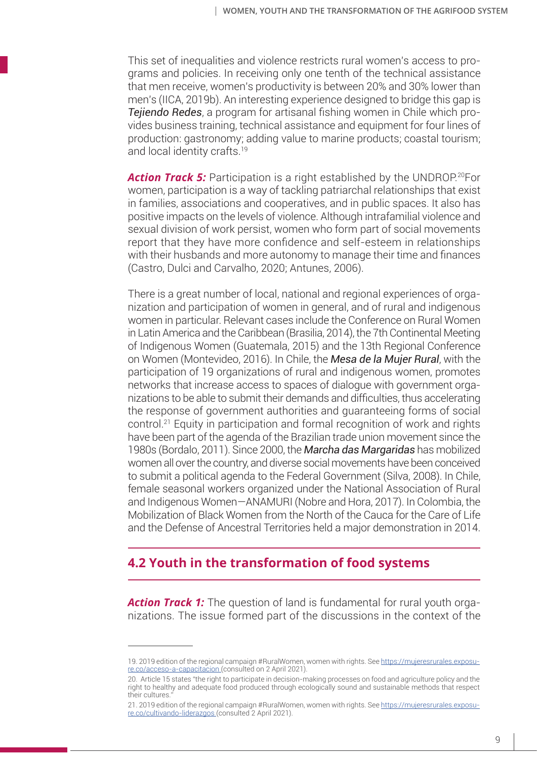This set of inequalities and violence restricts rural women's access to programs and policies. In receiving only one tenth of the technical assistance that men receive, women's productivity is between 20% and 30% lower than men's (IICA, 2019b). An interesting experience designed to bridge this gap is *Tejiendo Redes*, a program for artisanal fishing women in Chile which provides business training, technical assistance and equipment for four lines of production: gastronomy; adding value to marine products; coastal tourism; and local identity crafts.[19]

***Action Track 5:*** Participation is a right established by the UNDROP.[20] For women, participation is a way of tackling patriarchal relationships that exist in families, associations and cooperatives, and in public spaces. It also has positive impacts on the levels of violence. Although intrafamilial violence and sexual division of work persist, women who form part of social movements report that they have more confidence and self-esteem in relationships with their husbands and more autonomy to manage their time and finances (Castro, Dulci and Carvalho, 2020; Antunes, 2006).

There is a great number of local, national and regional experiences of organization and participation of women in general, and of rural and indigenous women in particular. Relevant cases include the Conference on Rural Women in Latin America and the Caribbean (Brasilia, 2014), the 7th Continental Meeting of Indigenous Women (Guatemala, 2015) and the 13th Regional Conference on Women (Montevideo, 2016). In Chile, the *Mesa de la Mujer Rural*, with the participation of 19 organizations of rural and indigenous women, promotes networks that increase access to spaces of dialogue with government organizations to be able to submit their demands and difficulties, thus accelerating the response of government authorities and guaranteeing forms of social control.[21] Equity in participation and formal recognition of work and rights have been part of the agenda of the Brazilian trade union movement since the 1980s (Bordalo, 2011). Since 2000, the *Marcha das Margaridas* has mobilized women all over the country, and diverse social movements have been conceived to submit a political agenda to the Federal Government (Silva, 2008). In Chile, female seasonal workers organized under the National Association of Rural and Indigenous Women—ANAMURI (Nobre and Hora, 2017). In Colombia, the Mobilization of Black Women from the North of the Cauca for the Care of Life and the Defense of Ancestral Territories held a major demonstration in 2014.

## 4.2 Youth in the transformation of food systems

***Action Track 1:*** The question of land is fundamental for rural youth organizations. The issue formed part of the discussions in the context of the

---

19. 2019 edition of the regional campaign #RuralWomen, women with rights. See https://mujeresrurales.exposure.co/acceso-a-capacitacion (consulted on 2 April 2021).

20. Article 15 states "the right to participate in decision-making processes on food and agriculture policy and the right to healthy and adequate food produced through ecologically sound and sustainable methods that respect their cultures."

21. 2019 edition of the regional campaign #RuralWomen, women with rights. See https://mujeresrurales.exposure.co/cultivando-liderazgos (consulted 2 April 2021).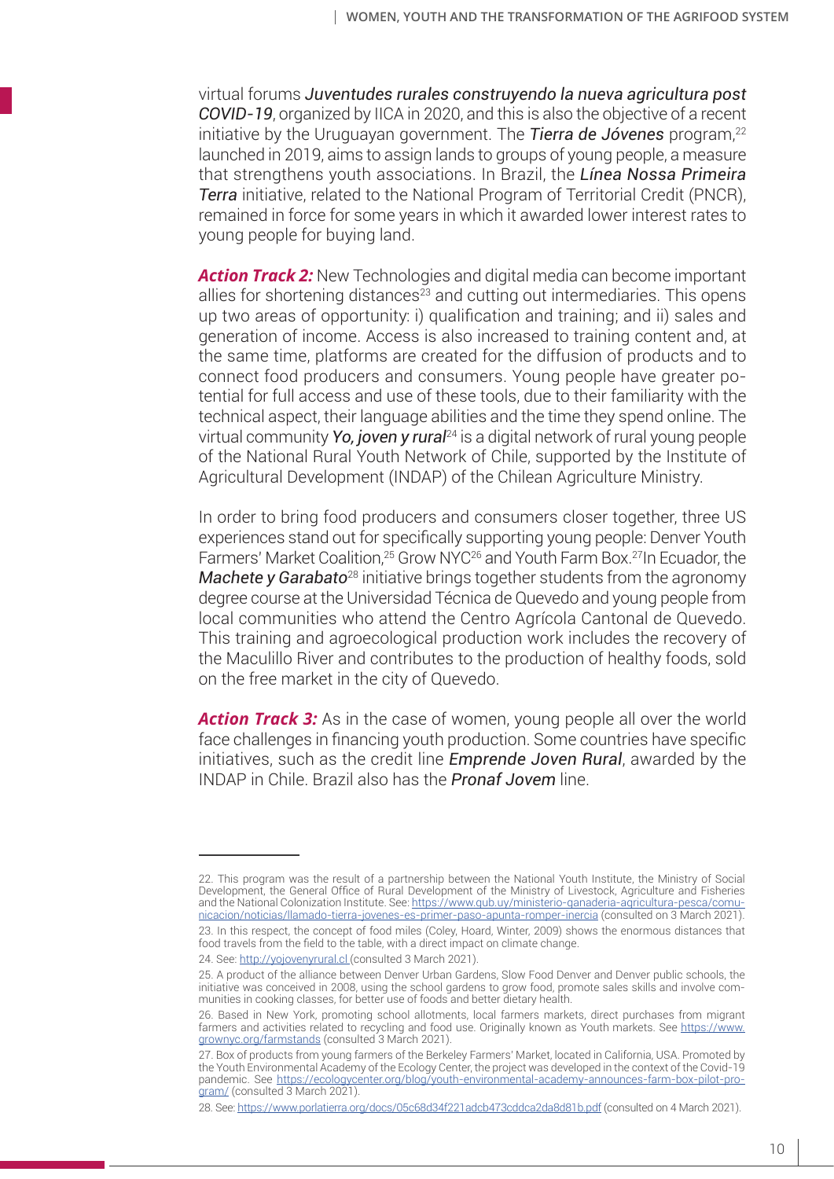virtual forums *Juventudes rurales construyendo la nueva agricultura post COVID-19*, organized by IICA in 2020, and this is also the objective of a recent initiative by the Uruguayan government. The ***Tierra de Jóvenes*** program,[22] launched in 2019, aims to assign lands to groups of young people, a measure that strengthens youth associations. In Brazil, the ***Línea Nossa Primeira Terra*** initiative, related to the National Program of Territorial Credit (PNCR), remained in force for some years in which it awarded lower interest rates to young people for buying land.

***Action Track 2:*** New Technologies and digital media can become important allies for shortening distances[23] and cutting out intermediaries. This opens up two areas of opportunity: i) qualification and training; and ii) sales and generation of income. Access is also increased to training content and, at the same time, platforms are created for the diffusion of products and to connect food producers and consumers. Young people have greater potential for full access and use of these tools, due to their familiarity with the technical aspect, their language abilities and the time they spend online. The virtual community ***Yo, joven y rural***[24] is a digital network of rural young people of the National Rural Youth Network of Chile, supported by the Institute of Agricultural Development (INDAP) of the Chilean Agriculture Ministry.

In order to bring food producers and consumers closer together, three US experiences stand out for specifically supporting young people: Denver Youth Farmers' Market Coalition,[25] Grow NYC[26] and Youth Farm Box.[27]In Ecuador, the ***Machete y Garabato***[28] initiative brings together students from the agronomy degree course at the Universidad Técnica de Quevedo and young people from local communities who attend the Centro Agrícola Cantonal de Quevedo. This training and agroecological production work includes the recovery of the Maculillo River and contributes to the production of healthy foods, sold on the free market in the city of Quevedo.

***Action Track 3:*** As in the case of women, young people all over the world face challenges in financing youth production. Some countries have specific initiatives, such as the credit line ***Emprende Joven Rural***, awarded by the INDAP in Chile. Brazil also has the ***Pronaf Jovem*** line.

---

22. This program was the result of a partnership between the National Youth Institute, the Ministry of Social Development, the General Office of Rural Development of the Ministry of Livestock, Agriculture and Fisheries and the National Colonization Institute. See: https://www.gub.uy/ministerio-ganaderia-agricultura-pesca/comunicacion/noticias/llamado-tierra-jovenes-es-primer-paso-apunta-romper-inercia (consulted on 3 March 2021).

23. In this respect, the concept of food miles (Coley, Hoard, Winter, 2009) shows the enormous distances that food travels from the field to the table, with a direct impact on climate change.

24. See: http://yojovenyrural.cl (consulted 3 March 2021).

25. A product of the alliance between Denver Urban Gardens, Slow Food Denver and Denver public schools, the initiative was conceived in 2008, using the school gardens to grow food, promote sales skills and involve communities in cooking classes, for better use of foods and better dietary health.

26. Based in New York, promoting school allotments, local farmers markets, direct purchases from migrant farmers and activities related to recycling and food use. Originally known as Youth markets. See https://www.grownyc.org/farmstands (consulted 3 March 2021).

27. Box of products from young farmers of the Berkeley Farmers' Market, located in California, USA. Promoted by the Youth Environmental Academy of the Ecology Center, the project was developed in the context of the Covid-19 pandemic. See https://ecologycenter.org/blog/youth-environmental-academy-announces-farm-box-pilot-program/ (consulted 3 March 2021).

28. See: https://www.porlatierra.org/docs/05c68d34f221adcb473cddca2da8d81b.pdf (consulted on 4 March 2021).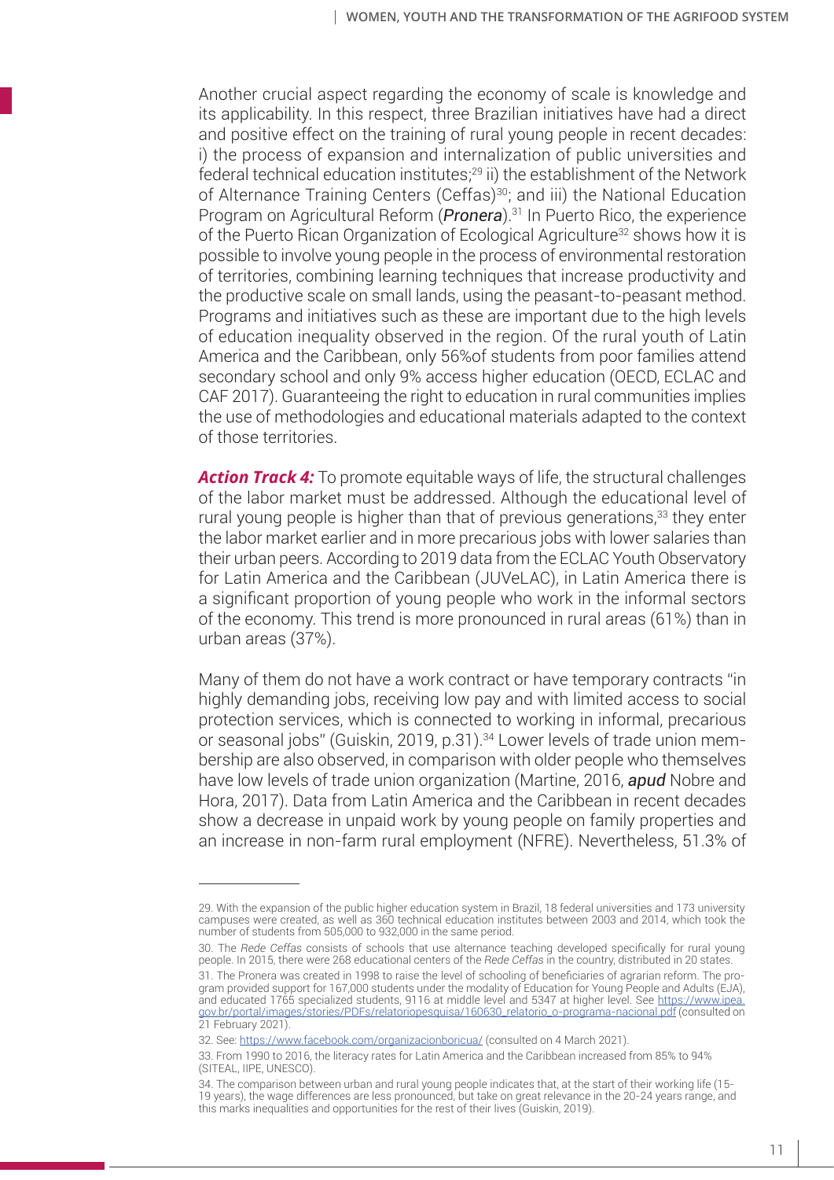Another crucial aspect regarding the economy of scale is knowledge and its applicability. In this respect, three Brazilian initiatives have had a direct and positive effect on the training of rural young people in recent decades: i) the process of expansion and internalization of public universities and federal technical education institutes;[29] ii) the establishment of the Network of Alternance Training Centers (Ceffas)[30]; and iii) the National Education Program on Agricultural Reform (***Pronera***).[31] In Puerto Rico, the experience of the Puerto Rican Organization of Ecological Agriculture[32] shows how it is possible to involve young people in the process of environmental restoration of territories, combining learning techniques that increase productivity and the productive scale on small lands, using the peasant-to-peasant method. Programs and initiatives such as these are important due to the high levels of education inequality observed in the region. Of the rural youth of Latin America and the Caribbean, only 56%of students from poor families attend secondary school and only 9% access higher education (OECD, ECLAC and CAF 2017). Guaranteeing the right to education in rural communities implies the use of methodologies and educational materials adapted to the context of those territories.

***Action Track 4:*** To promote equitable ways of life, the structural challenges of the labor market must be addressed. Although the educational level of rural young people is higher than that of previous generations,[33] they enter the labor market earlier and in more precarious jobs with lower salaries than their urban peers. According to 2019 data from the ECLAC Youth Observatory for Latin America and the Caribbean (JUVeLAC), in Latin America there is a significant proportion of young people who work in the informal sectors of the economy. This trend is more pronounced in rural areas (61%) than in urban areas (37%).

Many of them do not have a work contract or have temporary contracts "in highly demanding jobs, receiving low pay and with limited access to social protection services, which is connected to working in informal, precarious or seasonal jobs" (Guiskin, 2019, p.31).[34] Lower levels of trade union membership are also observed, in comparison with older people who themselves have low levels of trade union organization (Martine, 2016, ***apud*** Nobre and Hora, 2017). Data from Latin America and the Caribbean in recent decades show a decrease in unpaid work by young people on family properties and an increase in non-farm rural employment (NFRE). Nevertheless, 51.3% of

---

29. With the expansion of the public higher education system in Brazil, 18 federal universities and 173 university campuses were created, as well as 360 technical education institutes between 2003 and 2014, which took the number of students from 505,000 to 932,000 in the same period.

30. The *Rede Ceffas* consists of schools that use alternance teaching developed specifically for rural young people. In 2015, there were 268 educational centers of the *Rede Ceffas* in the country, distributed in 20 states.

31. The Pronera was created in 1998 to raise the level of schooling of beneficiaries of agrarian reform. The program provided support for 167,000 students under the modality of Education for Young People and Adults (EJA), and educated 1765 specialized students, 9116 at middle level and 5347 at higher level. See https://www.ipea.gov.br/portal/images/stories/PDFs/relatoriopesquisa/160630_relatorio_o-programa-nacional.pdf (consulted on 21 February 2021).

32. See: https://www.facebook.com/organizacionboricua/ (consulted on 4 March 2021).

33. From 1990 to 2016, the literacy rates for Latin America and the Caribbean increased from 85% to 94% (SITEAL, IIPE, UNESCO).

34. The comparison between urban and rural young people indicates that, at the start of their working life (15-19 years), the wage differences are less pronounced, but take on great relevance in the 20-24 years range, and this marks inequalities and opportunities for the rest of their lives (Guiskin, 2019).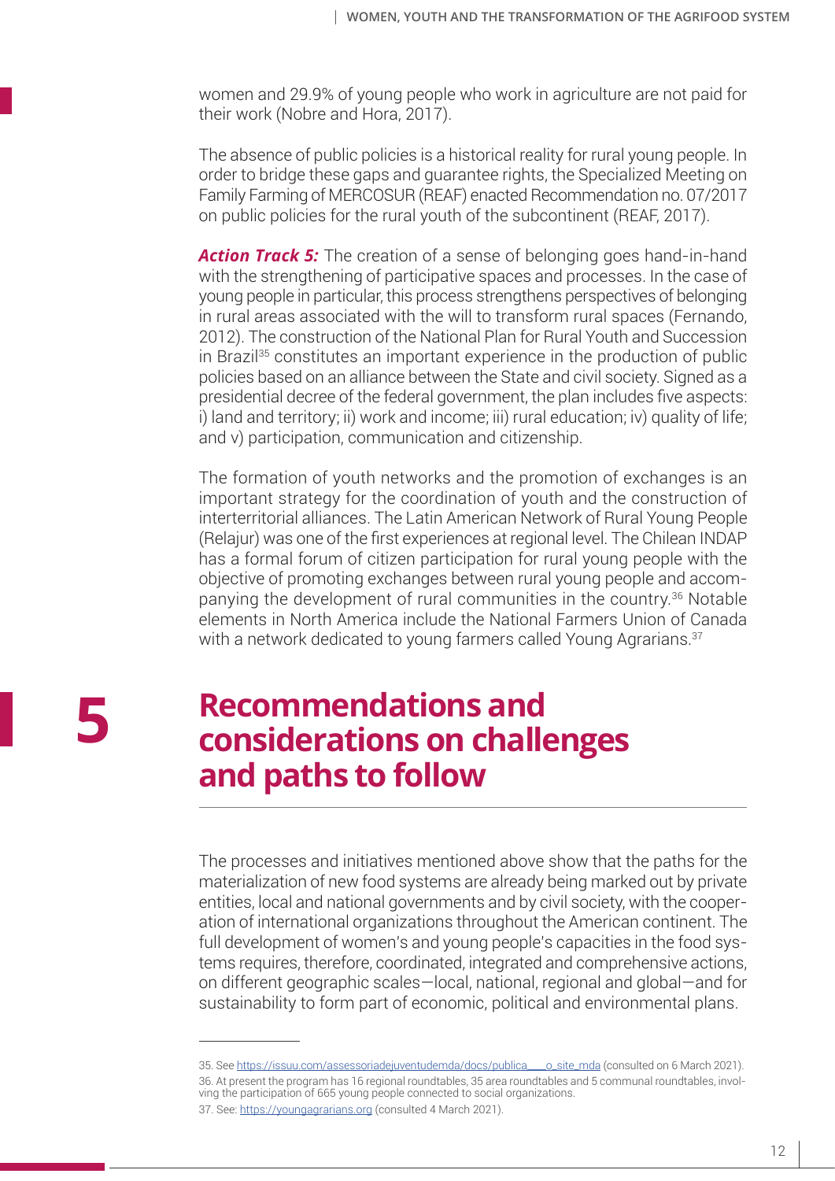women and 29.9% of young people who work in agriculture are not paid for their work (Nobre and Hora, 2017).

The absence of public policies is a historical reality for rural young people. In order to bridge these gaps and guarantee rights, the Specialized Meeting on Family Farming of MERCOSUR (REAF) enacted Recommendation no. 07/2017 on public policies for the rural youth of the subcontinent (REAF, 2017).

***Action Track 5:*** The creation of a sense of belonging goes hand-in-hand with the strengthening of participative spaces and processes. In the case of young people in particular, this process strengthens perspectives of belonging in rural areas associated with the will to transform rural spaces (Fernando, 2012). The construction of the National Plan for Rural Youth and Succession in Brazil[35] constitutes an important experience in the production of public policies based on an alliance between the State and civil society. Signed as a presidential decree of the federal government, the plan includes five aspects: i) land and territory; ii) work and income; iii) rural education; iv) quality of life; and v) participation, communication and citizenship.

The formation of youth networks and the promotion of exchanges is an important strategy for the coordination of youth and the construction of interterritorial alliances. The Latin American Network of Rural Young People (Relajur) was one of the first experiences at regional level. The Chilean INDAP has a formal forum of citizen participation for rural young people with the objective of promoting exchanges between rural young people and accompanying the development of rural communities in the country.[36] Notable elements in North America include the National Farmers Union of Canada with a network dedicated to young farmers called Young Agrarians.[37]

# 5 Recommendations and considerations on challenges and paths to follow

The processes and initiatives mentioned above show that the paths for the materialization of new food systems are already being marked out by private entities, local and national governments and by civil society, with the cooperation of international organizations throughout the American continent. The full development of women's and young people's capacities in the food systems requires, therefore, coordinated, integrated and comprehensive actions, on different geographic scales—local, national, regional and global—and for sustainability to form part of economic, political and environmental plans.

---

35. See https://issuu.com/assessoriadejuventudemda/docs/publica___o_site_mda (consulted on 6 March 2021).

36. At present the program has 16 regional roundtables, 35 area roundtables and 5 communal roundtables, involving the participation of 665 young people connected to social organizations.

37. See: https://youngagrarians.org (consulted 4 March 2021).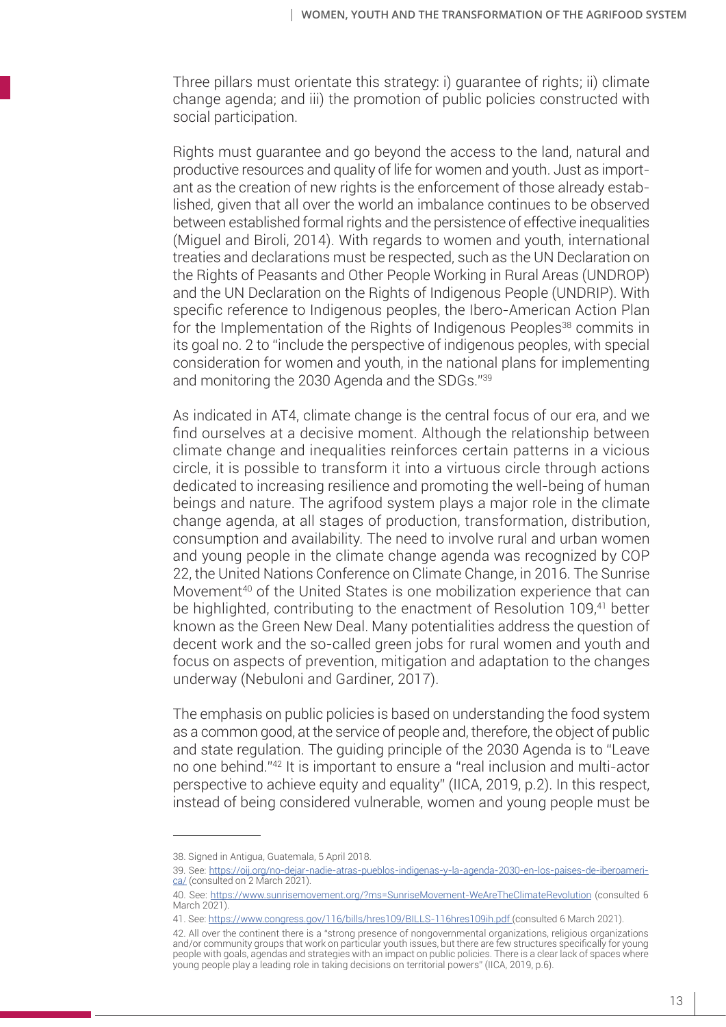Three pillars must orientate this strategy: i) guarantee of rights; ii) climate change agenda; and iii) the promotion of public policies constructed with social participation.

Rights must guarantee and go beyond the access to the land, natural and productive resources and quality of life for women and youth. Just as important as the creation of new rights is the enforcement of those already established, given that all over the world an imbalance continues to be observed between established formal rights and the persistence of effective inequalities (Miguel and Biroli, 2014). With regards to women and youth, international treaties and declarations must be respected, such as the UN Declaration on the Rights of Peasants and Other People Working in Rural Areas (UNDROP) and the UN Declaration on the Rights of Indigenous People (UNDRIP). With specific reference to Indigenous peoples, the Ibero-American Action Plan for the Implementation of the Rights of Indigenous Peoples[38] commits in its goal no. 2 to "include the perspective of indigenous peoples, with special consideration for women and youth, in the national plans for implementing and monitoring the 2030 Agenda and the SDGs."[39]

As indicated in AT4, climate change is the central focus of our era, and we find ourselves at a decisive moment. Although the relationship between climate change and inequalities reinforces certain patterns in a vicious circle, it is possible to transform it into a virtuous circle through actions dedicated to increasing resilience and promoting the well-being of human beings and nature. The agrifood system plays a major role in the climate change agenda, at all stages of production, transformation, distribution, consumption and availability. The need to involve rural and urban women and young people in the climate change agenda was recognized by COP 22, the United Nations Conference on Climate Change, in 2016. The Sunrise Movement[40] of the United States is one mobilization experience that can be highlighted, contributing to the enactment of Resolution 109,[41] better known as the Green New Deal. Many potentialities address the question of decent work and the so-called green jobs for rural women and youth and focus on aspects of prevention, mitigation and adaptation to the changes underway (Nebuloni and Gardiner, 2017).

The emphasis on public policies is based on understanding the food system as a common good, at the service of people and, therefore, the object of public and state regulation. The guiding principle of the 2030 Agenda is to "Leave no one behind."[42] It is important to ensure a "real inclusion and multi-actor perspective to achieve equity and equality" (IICA, 2019, p.2). In this respect, instead of being considered vulnerable, women and young people must be

---

38. Signed in Antigua, Guatemala, 5 April 2018.

39. See: https://oij.org/no-dejar-nadie-atras-pueblos-indigenas-y-la-agenda-2030-en-los-paises-de-iberoamerica/ (consulted on 2 March 2021).

40. See: https://www.sunrisemovement.org/?ms=SunriseMovement-WeAreTheClimateRevolution (consulted 6 March 2021).

41. See: https://www.congress.gov/116/bills/hres109/BILLS-116hres109ih.pdf (consulted 6 March 2021).

42. All over the continent there is a "strong presence of nongovernmental organizations, religious organizations and/or community groups that work on particular youth issues, but there are few structures specifically for young people with goals, agendas and strategies with an impact on public policies. There is a clear lack of spaces where young people play a leading role in taking decisions on territorial powers" (IICA, 2019, p.6).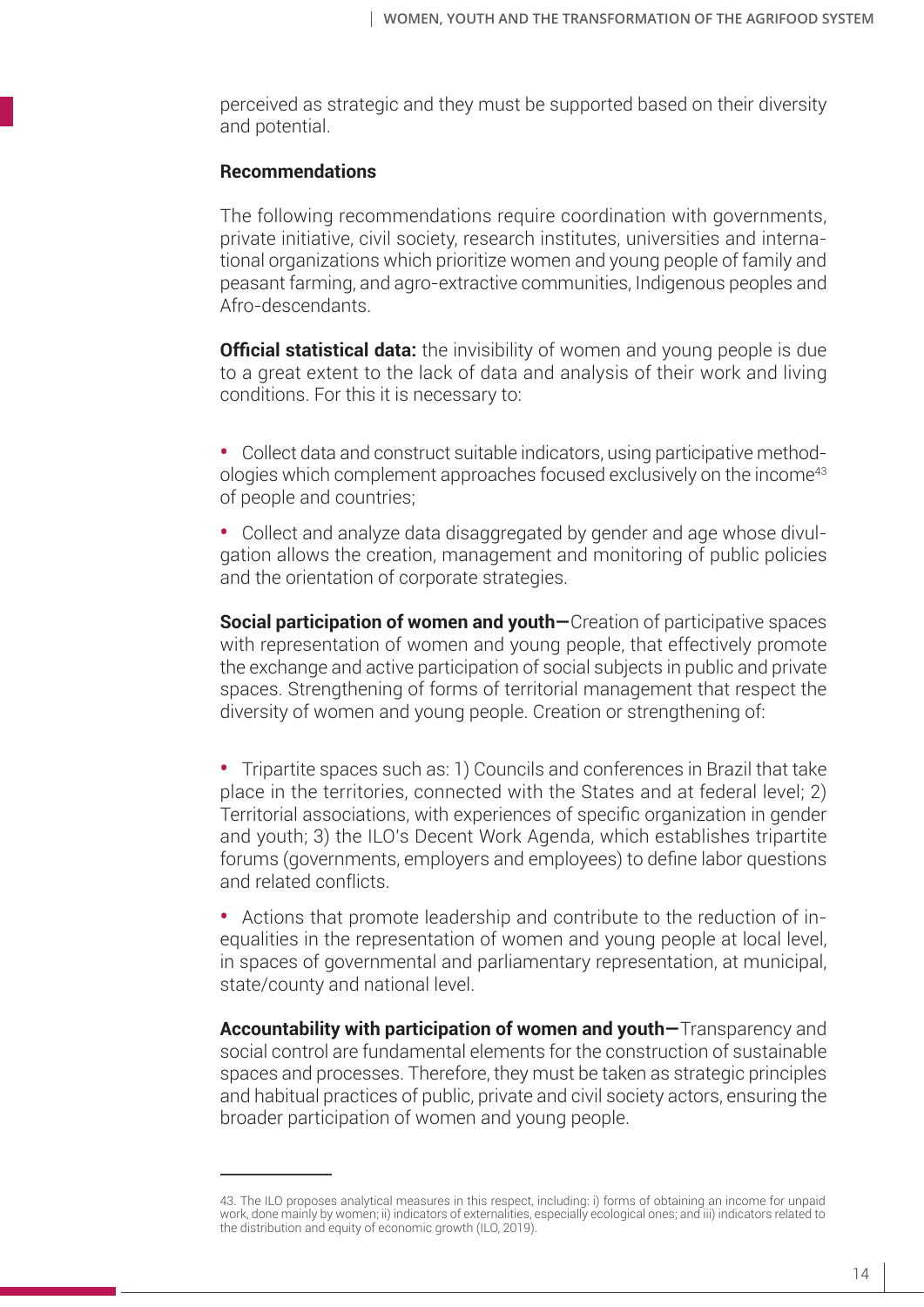perceived as strategic and they must be supported based on their diversity and potential.

**Recommendations**

The following recommendations require coordination with governments, private initiative, civil society, research institutes, universities and international organizations which prioritize women and young people of family and peasant farming, and agro-extractive communities, Indigenous peoples and Afro-descendants.

**Official statistical data:** the invisibility of women and young people is due to a great extent to the lack of data and analysis of their work and living conditions. For this it is necessary to:

- Collect data and construct suitable indicators, using participative methodologies which complement approaches focused exclusively on the income[43] of people and countries;
- Collect and analyze data disaggregated by gender and age whose divulgation allows the creation, management and monitoring of public policies and the orientation of corporate strategies.

**Social participation of women and youth—**Creation of participative spaces with representation of women and young people, that effectively promote the exchange and active participation of social subjects in public and private spaces. Strengthening of forms of territorial management that respect the diversity of women and young people. Creation or strengthening of:

- Tripartite spaces such as: 1) Councils and conferences in Brazil that take place in the territories, connected with the States and at federal level; 2) Territorial associations, with experiences of specific organization in gender and youth; 3) the ILO's Decent Work Agenda, which establishes tripartite forums (governments, employers and employees) to define labor questions and related conflicts.
- Actions that promote leadership and contribute to the reduction of inequalities in the representation of women and young people at local level, in spaces of governmental and parliamentary representation, at municipal, state/county and national level.

**Accountability with participation of women and youth—**Transparency and social control are fundamental elements for the construction of sustainable spaces and processes. Therefore, they must be taken as strategic principles and habitual practices of public, private and civil society actors, ensuring the broader participation of women and young people.

---

43. The ILO proposes analytical measures in this respect, including: i) forms of obtaining an income for unpaid work, done mainly by women; ii) indicators of externalities, especially ecological ones; and iii) indicators related to the distribution and equity of economic growth (ILO, 2019).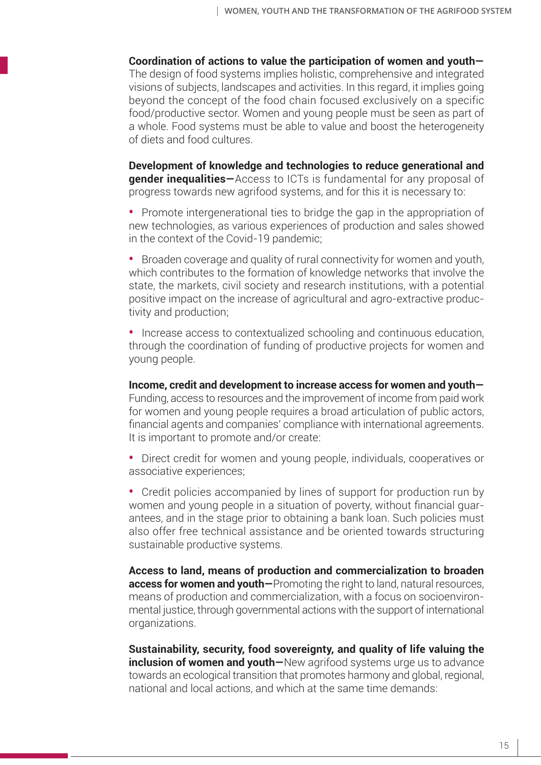**Coordination of actions to value the participation of women and youth—** The design of food systems implies holistic, comprehensive and integrated visions of subjects, landscapes and activities. In this regard, it implies going beyond the concept of the food chain focused exclusively on a specific food/productive sector. Women and young people must be seen as part of a whole. Food systems must be able to value and boost the heterogeneity of diets and food cultures.

**Development of knowledge and technologies to reduce generational and gender inequalities—**Access to ICTs is fundamental for any proposal of progress towards new agrifood systems, and for this it is necessary to:

- Promote intergenerational ties to bridge the gap in the appropriation of new technologies, as various experiences of production and sales showed in the context of the Covid-19 pandemic;
- Broaden coverage and quality of rural connectivity for women and youth, which contributes to the formation of knowledge networks that involve the state, the markets, civil society and research institutions, with a potential positive impact on the increase of agricultural and agro-extractive productivity and production;
- Increase access to contextualized schooling and continuous education, through the coordination of funding of productive projects for women and young people.

**Income, credit and development to increase access for women and youth—** Funding, access to resources and the improvement of income from paid work for women and young people requires a broad articulation of public actors, financial agents and companies' compliance with international agreements. It is important to promote and/or create:

- Direct credit for women and young people, individuals, cooperatives or associative experiences;
- Credit policies accompanied by lines of support for production run by women and young people in a situation of poverty, without financial guarantees, and in the stage prior to obtaining a bank loan. Such policies must also offer free technical assistance and be oriented towards structuring sustainable productive systems.

**Access to land, means of production and commercialization to broaden access for women and youth—**Promoting the right to land, natural resources, means of production and commercialization, with a focus on socioenvironmental justice, through governmental actions with the support of international organizations.

**Sustainability, security, food sovereignty, and quality of life valuing the inclusion of women and youth—**New agrifood systems urge us to advance towards an ecological transition that promotes harmony and global, regional, national and local actions, and which at the same time demands: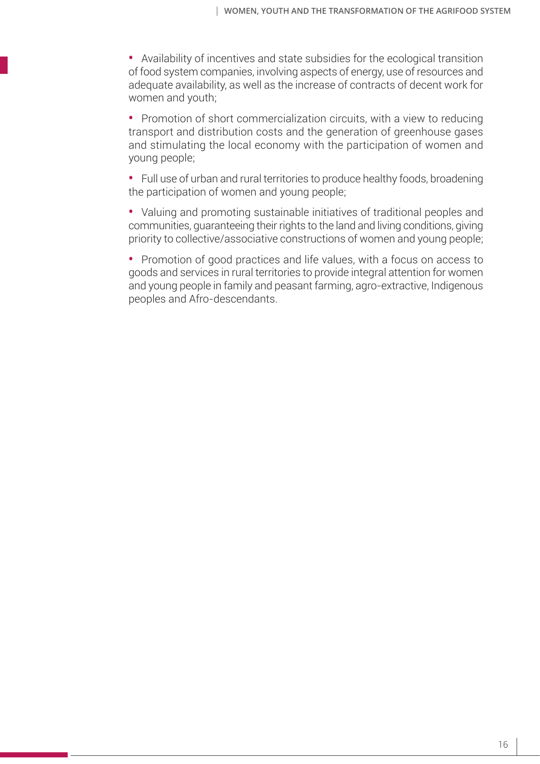- Availability of incentives and state subsidies for the ecological transition of food system companies, involving aspects of energy, use of resources and adequate availability, as well as the increase of contracts of decent work for women and youth;

- Promotion of short commercialization circuits, with a view to reducing transport and distribution costs and the generation of greenhouse gases and stimulating the local economy with the participation of women and young people;

- Full use of urban and rural territories to produce healthy foods, broadening the participation of women and young people;

- Valuing and promoting sustainable initiatives of traditional peoples and communities, guaranteeing their rights to the land and living conditions, giving priority to collective/associative constructions of women and young people;

- Promotion of good practices and life values, with a focus on access to goods and services in rural territories to provide integral attention for women and young people in family and peasant farming, agro-extractive, Indigenous peoples and Afro-descendants.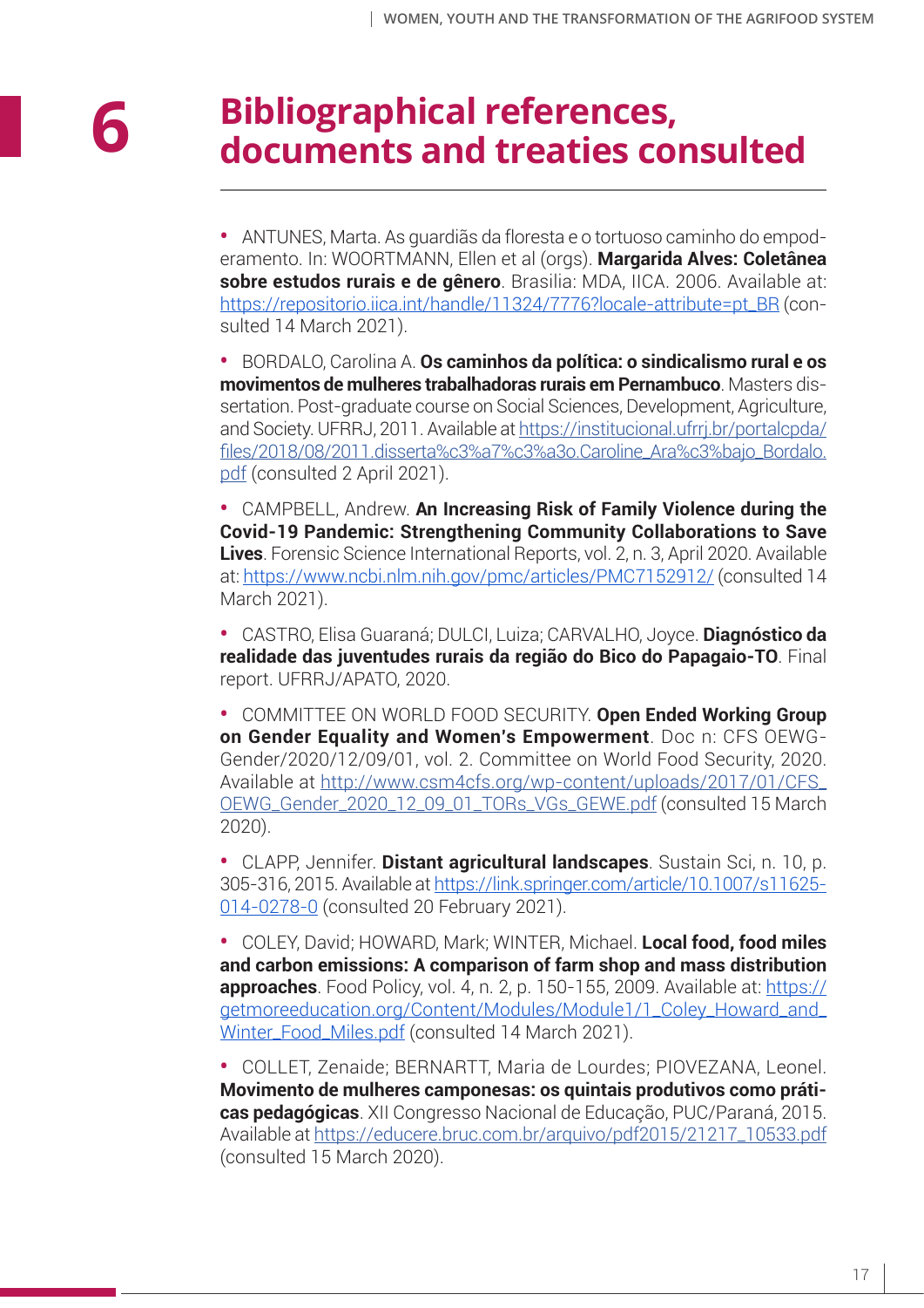# 6 Bibliographical references, documents and treaties consulted

- ANTUNES, Marta. As guardiãs da floresta e o tortuoso caminho do empoderamento. In: WOORTMANN, Ellen et al (orgs). **Margarida Alves: Coletânea sobre estudos rurais e de gênero**. Brasilia: MDA, IICA. 2006. Available at: https://repositorio.iica.int/handle/11324/7776?locale-attribute=pt_BR (consulted 14 March 2021).

- BORDALO, Carolina A. **Os caminhos da política: o sindicalismo rural e os movimentos de mulheres trabalhadoras rurais em Pernambuco**. Masters dissertation. Post-graduate course on Social Sciences, Development, Agriculture, and Society. UFRRJ, 2011. Available at https://institucional.ufrrj.br/portalcpda/files/2018/08/2011.disserta%c3%a7%c3%a3o.Caroline_Ara%c3%bajo_Bordalo.pdf (consulted 2 April 2021).

- CAMPBELL, Andrew. **An Increasing Risk of Family Violence during the Covid-19 Pandemic: Strengthening Community Collaborations to Save Lives**. Forensic Science International Reports, vol. 2, n. 3, April 2020. Available at: https://www.ncbi.nlm.nih.gov/pmc/articles/PMC7152912/ (consulted 14 March 2021).

- CASTRO, Elisa Guaraná; DULCI, Luiza; CARVALHO, Joyce. **Diagnóstico da realidade das juventudes rurais da região do Bico do Papagaio-TO**. Final report. UFRRJ/APATO, 2020.

- COMMITTEE ON WORLD FOOD SECURITY. **Open Ended Working Group on Gender Equality and Women's Empowerment**. Doc n: CFS OEWG-Gender/2020/12/09/01, vol. 2. Committee on World Food Security, 2020. Available at http://www.csm4cfs.org/wp-content/uploads/2017/01/CFS_OEWG_Gender_2020_12_09_01_TORs_VGs_GEWE.pdf (consulted 15 March 2020).

- CLAPP, Jennifer. **Distant agricultural landscapes**. Sustain Sci, n. 10, p. 305-316, 2015. Available at https://link.springer.com/article/10.1007/s11625-014-0278-0 (consulted 20 February 2021).

- COLEY, David; HOWARD, Mark; WINTER, Michael. **Local food, food miles and carbon emissions: A comparison of farm shop and mass distribution approaches**. Food Policy, vol. 4, n. 2, p. 150-155, 2009. Available at: https://getmoreeducation.org/Content/Modules/Module1/1_Coley_Howard_and_Winter_Food_Miles.pdf (consulted 14 March 2021).

- COLLET, Zenaide; BERNARTT, Maria de Lourdes; PIOVEZANA, Leonel. **Movimento de mulheres camponesas: os quintais produtivos como práticas pedagógicas**. XII Congresso Nacional de Educação, PUC/Paraná, 2015. Available at https://educere.bruc.com.br/arquivo/pdf2015/21217_10533.pdf (consulted 15 March 2020).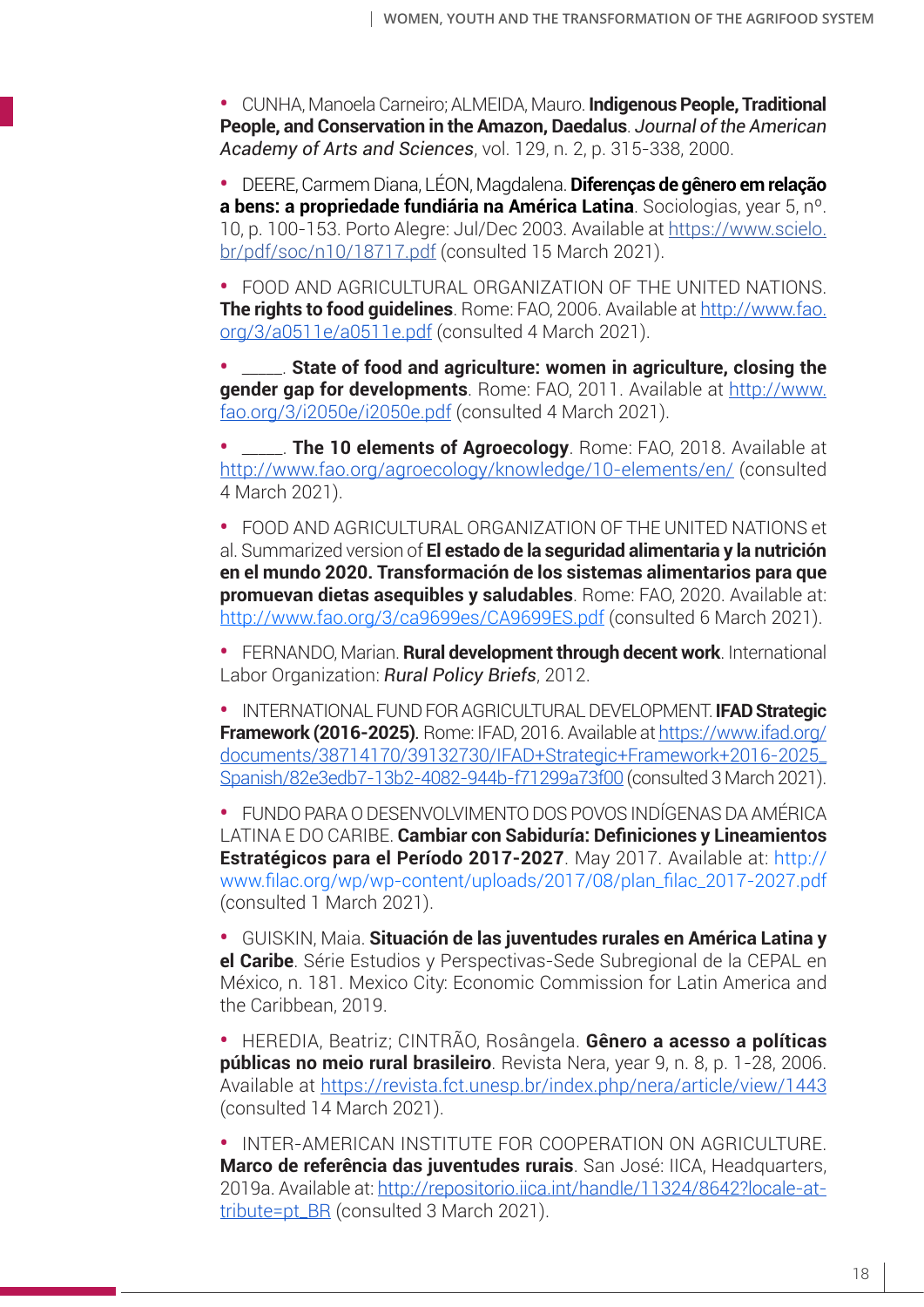- CUNHA, Manoela Carneiro; ALMEIDA, Mauro. **Indigenous People, Traditional People, and Conservation in the Amazon, Daedalus**. *Journal of the American Academy of Arts and Sciences*, vol. 129, n. 2, p. 315-338, 2000.

- DEERE, Carmem Diana, LÉON, Magdalena. **Diferenças de gênero em relação a bens: a propriedade fundiária na América Latina**. Sociologias, year 5, nº. 10, p. 100-153. Porto Alegre: Jul/Dec 2003. Available at https://www.scielo.br/pdf/soc/n10/18717.pdf (consulted 15 March 2021).

- FOOD AND AGRICULTURAL ORGANIZATION OF THE UNITED NATIONS. **The rights to food guidelines**. Rome: FAO, 2006. Available at http://www.fao.org/3/a0511e/a0511e.pdf (consulted 4 March 2021).

- _____. **State of food and agriculture: women in agriculture, closing the gender gap for developments**. Rome: FAO, 2011. Available at http://www.fao.org/3/i2050e/i2050e.pdf (consulted 4 March 2021).

- _____. **The 10 elements of Agroecology**. Rome: FAO, 2018. Available at http://www.fao.org/agroecology/knowledge/10-elements/en/ (consulted 4 March 2021).

- FOOD AND AGRICULTURAL ORGANIZATION OF THE UNITED NATIONS et al. Summarized version of **El estado de la seguridad alimentaria y la nutrición en el mundo 2020. Transformación de los sistemas alimentarios para que promuevan dietas asequibles y saludables**. Rome: FAO, 2020. Available at: http://www.fao.org/3/ca9699es/CA9699ES.pdf (consulted 6 March 2021).

- FERNANDO, Marian. **Rural development through decent work**. International Labor Organization: *Rural Policy Briefs*, 2012.

- INTERNATIONAL FUND FOR AGRICULTURAL DEVELOPMENT. **IFAD Strategic Framework (2016-2025)**. Rome: IFAD, 2016. Available at https://www.ifad.org/documents/38714170/39132730/IFAD+Strategic+Framework+2016-2025_Spanish/82e3edb7-13b2-4082-944b-f71299a73f00 (consulted 3 March 2021).

- FUNDO PARA O DESENVOLVIMENTO DOS POVOS INDÍGENAS DA AMÉRICA LATINA E DO CARIBE. **Cambiar con Sabiduría: Definiciones y Lineamientos Estratégicos para el Período 2017-2027**. May 2017. Available at: http://www.filac.org/wp/wp-content/uploads/2017/08/plan_filac_2017-2027.pdf (consulted 1 March 2021).

- GUISKIN, Maia. **Situación de las juventudes rurales en América Latina y el Caribe**. Série Estudios y Perspectivas-Sede Subregional de la CEPAL en México, n. 181. Mexico City: Economic Commission for Latin America and the Caribbean, 2019.

- HEREDIA, Beatriz; CINTRÃO, Rosângela. **Gênero a acesso a políticas públicas no meio rural brasileiro**. Revista Nera, year 9, n. 8, p. 1-28, 2006. Available at https://revista.fct.unesp.br/index.php/nera/article/view/1443 (consulted 14 March 2021).

- INTER-AMERICAN INSTITUTE FOR COOPERATION ON AGRICULTURE. **Marco de referência das juventudes rurais**. San José: IICA, Headquarters, 2019a. Available at: http://repositorio.iica.int/handle/11324/8642?locale-attribute=pt_BR (consulted 3 March 2021).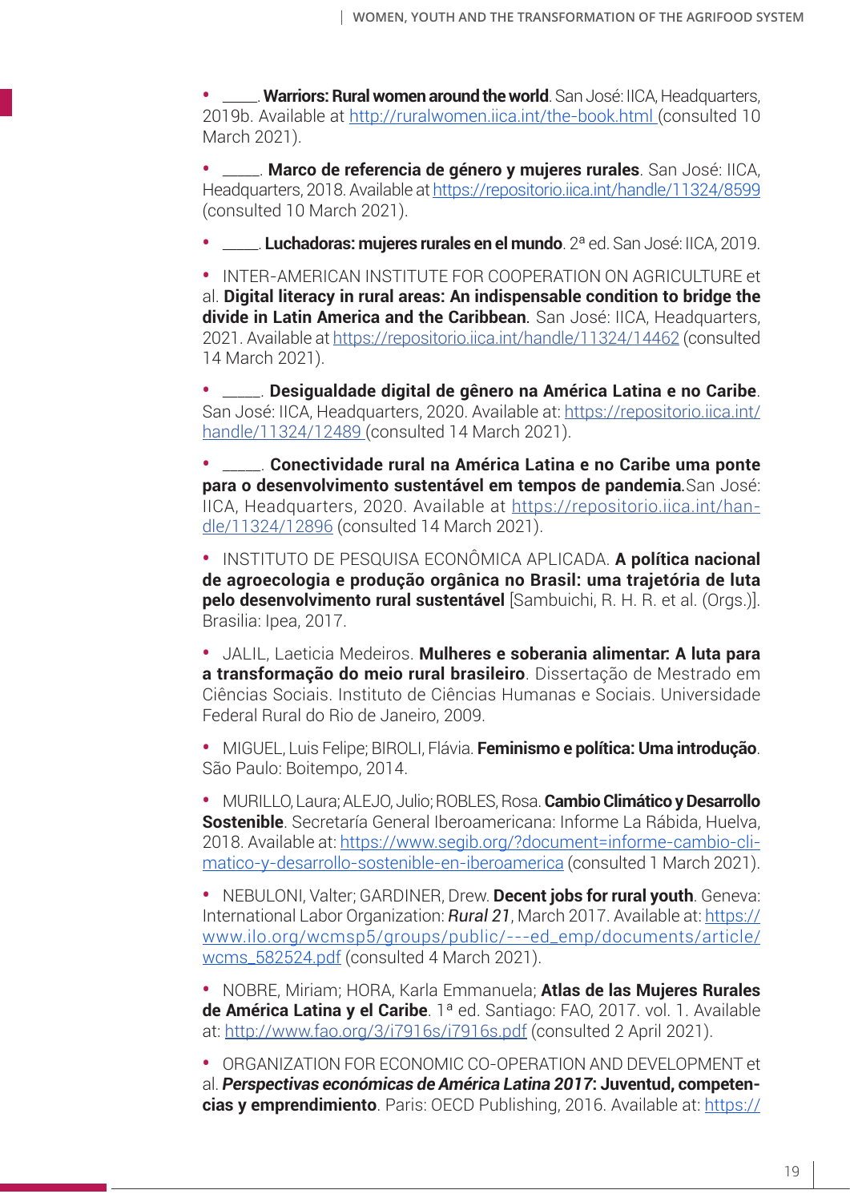- _____. **Warriors: Rural women around the world**. San José: IICA, Headquarters, 2019b. Available at http://ruralwomen.iica.int/the-book.html (consulted 10 March 2021).

- _____. **Marco de referencia de género y mujeres rurales**. San José: IICA, Headquarters, 2018. Available at https://repositorio.iica.int/handle/11324/8599 (consulted 10 March 2021).

- _____. **Luchadoras: mujeres rurales en el mundo**. 2ª ed. San José: IICA, 2019.

- INTER-AMERICAN INSTITUTE FOR COOPERATION ON AGRICULTURE et al. **Digital literacy in rural areas: An indispensable condition to bridge the divide in Latin America and the Caribbean.** San José: IICA, Headquarters, 2021. Available at https://repositorio.iica.int/handle/11324/14462 (consulted 14 March 2021).

- _____. **Desigualdade digital de gênero na América Latina e no Caribe**. San José: IICA, Headquarters, 2020. Available at: https://repositorio.iica.int/handle/11324/12489 (consulted 14 March 2021).

- _____. **Conectividade rural na América Latina e no Caribe uma ponte para o desenvolvimento sustentável em tempos de pandemia**.San José: IICA, Headquarters, 2020. Available at https://repositorio.iica.int/handle/11324/12896 (consulted 14 March 2021).

- INSTITUTO DE PESQUISA ECONÔMICA APLICADA. **A política nacional de agroecologia e produção orgânica no Brasil: uma trajetória de luta pelo desenvolvimento rural sustentável** [Sambuichi, R. H. R. et al. (Orgs.)]. Brasilia: Ipea, 2017.

- JALIL, Laeticia Medeiros. **Mulheres e soberania alimentar: A luta para a transformação do meio rural brasileiro**. Dissertação de Mestrado em Ciências Sociais. Instituto de Ciências Humanas e Sociais. Universidade Federal Rural do Rio de Janeiro, 2009.

- MIGUEL, Luis Felipe; BIROLI, Flávia. **Feminismo e política: Uma introdução**. São Paulo: Boitempo, 2014.

- MURILLO, Laura; ALEJO, Julio; ROBLES, Rosa. **Cambio Climático y Desarrollo Sostenible**. Secretaría General Iberoamericana: Informe La Rábida, Huelva, 2018. Available at: https://www.segib.org/?document=informe-cambio-climatico-y-desarrollo-sostenible-en-iberoamerica (consulted 1 March 2021).

- NEBULONI, Valter; GARDINER, Drew. **Decent jobs for rural youth**. Geneva: International Labor Organization: *Rural 21*, March 2017. Available at: https://www.ilo.org/wcmsp5/groups/public/---ed_emp/documents/article/wcms_582524.pdf (consulted 4 March 2021).

- NOBRE, Miriam; HORA, Karla Emmanuela; **Atlas de las Mujeres Rurales de América Latina y el Caribe**. 1ª ed. Santiago: FAO, 2017. vol. 1. Available at: http://www.fao.org/3/i7916s/i7916s.pdf (consulted 2 April 2021).

- ORGANIZATION FOR ECONOMIC CO-OPERATION AND DEVELOPMENT et al. ***Perspectivas económicas de América Latina 2017*: Juventud, competencias y emprendimiento**. Paris: OECD Publishing, 2016. Available at: https://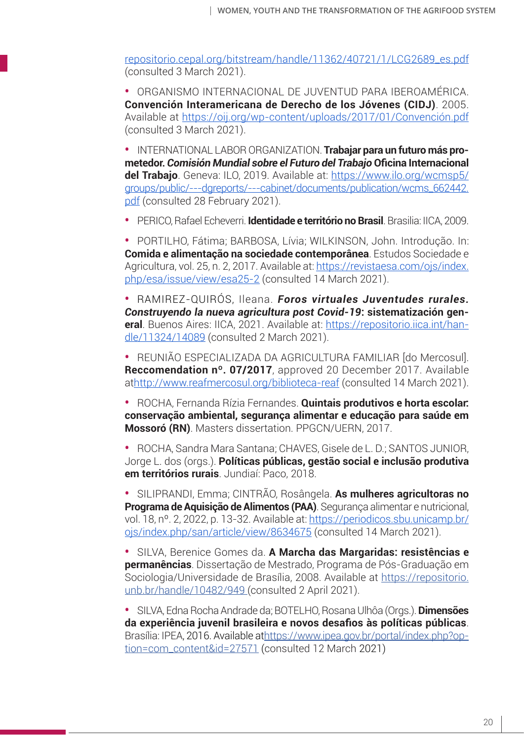repositorio.cepal.org/bitstream/handle/11362/40721/1/LCG2689_es.pdf (consulted 3 March 2021).

- ORGANISMO INTERNACIONAL DE JUVENTUD PARA IBEROAMÉRICA. **Convención Interamericana de Derecho de los Jóvenes (CIDJ)**. 2005. Available at https://oij.org/wp-content/uploads/2017/01/Convención.pdf (consulted 3 March 2021).

- INTERNATIONAL LABOR ORGANIZATION. **Trabajar para un futuro más prometedor. *Comisión Mundial sobre el Futuro del Trabajo* Oficina Internacional del Trabajo**. Geneva: ILO, 2019. Available at: https://www.ilo.org/wcmsp5/groups/public/---dgreports/---cabinet/documents/publication/wcms_662442.pdf (consulted 28 February 2021).

- PERICO, Rafael Echeverri. **Identidade e território no Brasil**. Brasilia: IICA, 2009.

- PORTILHO, Fátima; BARBOSA, Lívia; WILKINSON, John. Introdução. In: **Comida e alimentação na sociedade contemporânea**. Estudos Sociedade e Agricultura, vol. 25, n. 2, 2017. Available at: https://revistaesa.com/ojs/index.php/esa/issue/view/esa25-2 (consulted 14 March 2021).

- RAMIREZ-QUIRÓS, Ileana. ***Foros virtuales Juventudes rurales. Construyendo la nueva agricultura post Covid-19*: sistematización general**. Buenos Aires: IICA, 2021. Available at: https://repositorio.iica.int/handle/11324/14089 (consulted 2 March 2021).

- REUNIÃO ESPECIALIZADA DA AGRICULTURA FAMILIAR [do Mercosul]. **Reccomendation nº. 07/2017**, approved 20 December 2017. Available athttp://www.reafmercosul.org/biblioteca-reaf (consulted 14 March 2021).

- ROCHA, Fernanda Rízia Fernandes. **Quintais produtivos e horta escolar: conservação ambiental, segurança alimentar e educação para saúde em Mossoró (RN)**. Masters dissertation. PPGCN/UERN, 2017.

- ROCHA, Sandra Mara Santana; CHAVES, Gisele de L. D.; SANTOS JUNIOR, Jorge L. dos (orgs.). **Políticas públicas, gestão social e inclusão produtiva em territórios rurais**. Jundiaí: Paco, 2018.

- SILIPRANDI, Emma; CINTRÃO, Rosângela. **As mulheres agricultoras no Programa de Aquisição de Alimentos (PAA)**. Segurança alimentar e nutricional, vol. 18, nº. 2, 2022, p. 13-32. Available at: https://periodicos.sbu.unicamp.br/ojs/index.php/san/article/view/8634675 (consulted 14 March 2021).

- SILVA, Berenice Gomes da. **A Marcha das Margaridas: resistências e permanências**. Dissertação de Mestrado, Programa de Pós-Graduação em Sociologia/Universidade de Brasília, 2008. Available at https://repositorio.unb.br/handle/10482/949 (consulted 2 April 2021).

- SILVA, Edna Rocha Andrade da; BOTELHO, Rosana Ulhôa (Orgs.). **Dimensões da experiência juvenil brasileira e novos desafios às políticas públicas**. Brasília: IPEA, 2016. Available athttps://www.ipea.gov.br/portal/index.php?option=com_content&id=27571 (consulted 12 March 2021)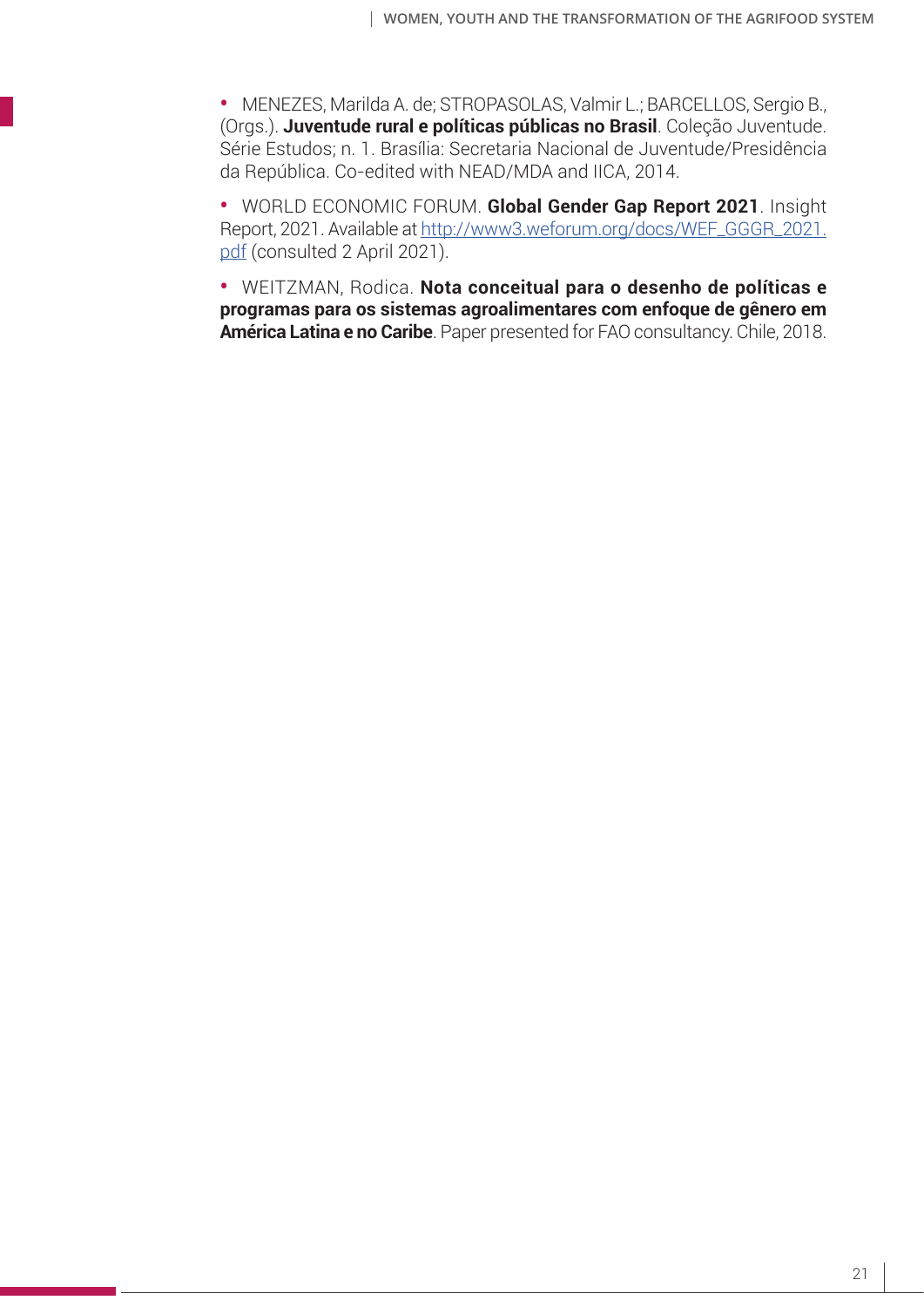- MENEZES, Marilda A. de; STROPASOLAS, Valmir L.; BARCELLOS, Sergio B., (Orgs.). **Juventude rural e políticas públicas no Brasil**. Coleção Juventude. Série Estudos; n. 1. Brasília: Secretaria Nacional de Juventude/Presidência da República. Co-edited with NEAD/MDA and IICA, 2014.

- WORLD ECONOMIC FORUM. **Global Gender Gap Report 2021**. Insight Report, 2021. Available at [http://www3.weforum.org/docs/WEF_GGGR_2021.pdf](http://www3.weforum.org/docs/WEF_GGGR_2021.pdf) (consulted 2 April 2021).

- WEITZMAN, Rodica. **Nota conceitual para o desenho de políticas e programas para os sistemas agroalimentares com enfoque de gênero em América Latina e no Caribe**. Paper presented for FAO consultancy. Chile, 2018.